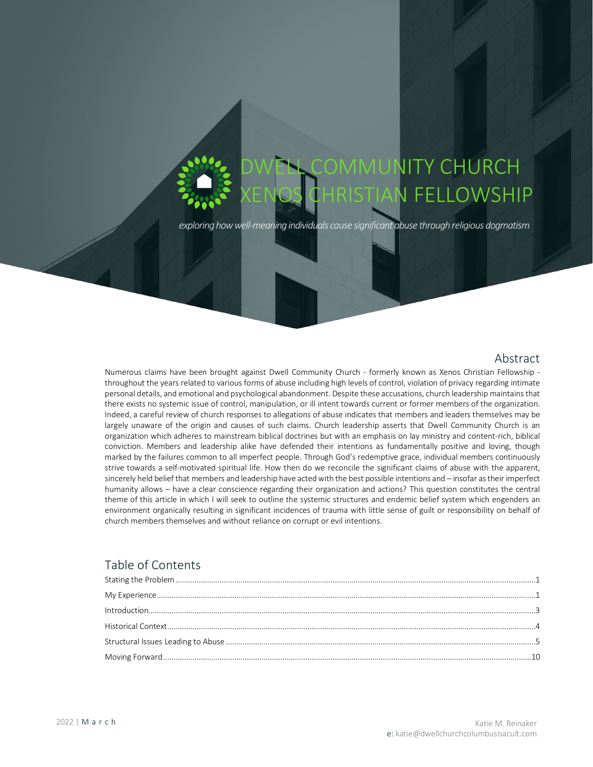# DWELL COMMUNITY CHURCH
# XENOS CHRISTIAN FELLOWSHIP

*exploring how well-meaning individuals cause significant abuse through religious dogmatism*

## Abstract

Numerous claims have been brought against Dwell Community Church - formerly known as Xenos Christian Fellowship - throughout the years related to various forms of abuse including high levels of control, violation of privacy regarding intimate personal details, and emotional and psychological abandonment. Despite these accusations, church leadership maintains that there exists no systemic issue of control, manipulation, or ill intent towards current or former members of the organization. Indeed, a careful review of church responses to allegations of abuse indicates that members and leaders themselves may be largely unaware of the origin and causes of such claims. Church leadership asserts that Dwell Community Church is an organization which adheres to mainstream biblical doctrines but with an emphasis on lay ministry and content-rich, biblical conviction. Members and leadership alike have defended their intentions as fundamentally positive and loving, though marked by the failures common to all imperfect people. Through God's redemptive grace, individual members continuously strive towards a self-motivated spiritual life. How then do we reconcile the significant claims of abuse with the apparent, sincerely held belief that members and leadership have acted with the best possible intentions and – insofar as their imperfect humanity allows – have a clear conscience regarding their organization and actions? This question constitutes the central theme of this article in which I will seek to outline the systemic structures and endemic belief system which engenders an environment organically resulting in significant incidences of trauma with little sense of guilt or responsibility on behalf of church members themselves and without reliance on corrupt or evil intentions.

## Table of Contents

- Stating the Problem ........ 1
- My Experience ........ 1
- Introduction ........ 3
- Historical Context ........ 4
- Structural Issues Leading to Abuse ........ 5
- Moving Forward ........ 10

2022 | March

Katie M. Reinaker
e: katie@dwellchurchcolumbusisacult.com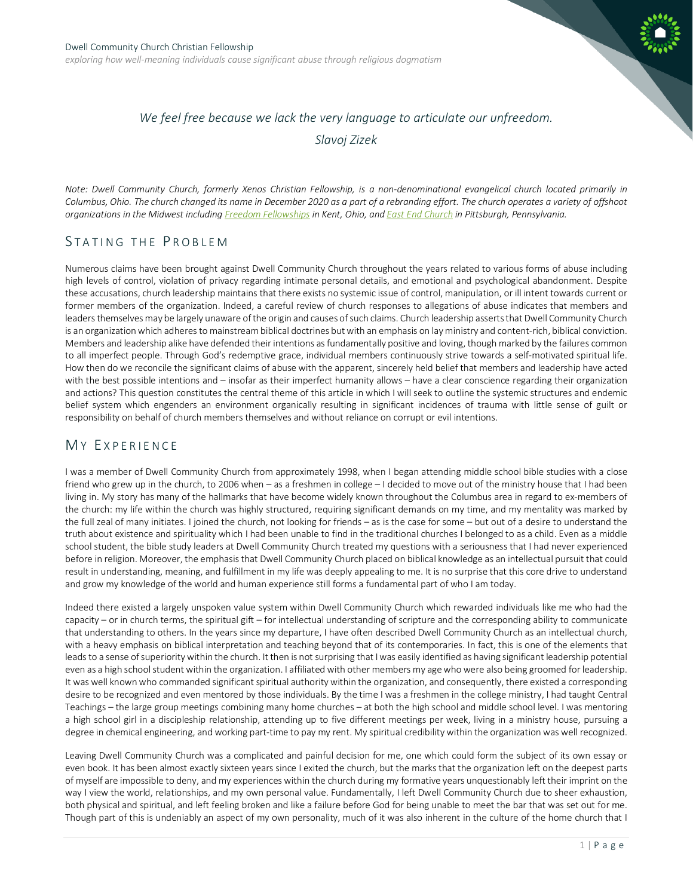Dwell Community Church Christian Fellowship

*exploring how well-meaning individuals cause significant abuse through religious dogmatism*

*We feel free because we lack the very language to articulate our unfreedom.*

*Slavoj Zizek*

*Note: Dwell Community Church, formerly Xenos Christian Fellowship, is a non-denominational evangelical church located primarily in Columbus, Ohio. The church changed its name in December 2020 as a part of a rebranding effort. The church operates a variety of offshoot organizations in the Midwest including Freedom Fellowships in Kent, Ohio, and East End Church in Pittsburgh, Pennsylvania.*

## Stating the Problem

Numerous claims have been brought against Dwell Community Church throughout the years related to various forms of abuse including high levels of control, violation of privacy regarding intimate personal details, and emotional and psychological abandonment. Despite these accusations, church leadership maintains that there exists no systemic issue of control, manipulation, or ill intent towards current or former members of the organization. Indeed, a careful review of church responses to allegations of abuse indicates that members and leaders themselves may be largely unaware of the origin and causes of such claims. Church leadership asserts that Dwell Community Church is an organization which adheres to mainstream biblical doctrines but with an emphasis on lay ministry and content-rich, biblical conviction. Members and leadership alike have defended their intentions as fundamentally positive and loving, though marked by the failures common to all imperfect people. Through God's redemptive grace, individual members continuously strive towards a self-motivated spiritual life. How then do we reconcile the significant claims of abuse with the apparent, sincerely held belief that members and leadership have acted with the best possible intentions and – insofar as their imperfect humanity allows – have a clear conscience regarding their organization and actions? This question constitutes the central theme of this article in which I will seek to outline the systemic structures and endemic belief system which engenders an environment organically resulting in significant incidences of trauma with little sense of guilt or responsibility on behalf of church members themselves and without reliance on corrupt or evil intentions.

## My Experience

I was a member of Dwell Community Church from approximately 1998, when I began attending middle school bible studies with a close friend who grew up in the church, to 2006 when – as a freshmen in college – I decided to move out of the ministry house that I had been living in. My story has many of the hallmarks that have become widely known throughout the Columbus area in regard to ex-members of the church: my life within the church was highly structured, requiring significant demands on my time, and my mentality was marked by the full zeal of many initiates. I joined the church, not looking for friends – as is the case for some – but out of a desire to understand the truth about existence and spirituality which I had been unable to find in the traditional churches I belonged to as a child. Even as a middle school student, the bible study leaders at Dwell Community Church treated my questions with a seriousness that I had never experienced before in religion. Moreover, the emphasis that Dwell Community Church placed on biblical knowledge as an intellectual pursuit that could result in understanding, meaning, and fulfillment in my life was deeply appealing to me. It is no surprise that this core drive to understand and grow my knowledge of the world and human experience still forms a fundamental part of who I am today.

Indeed there existed a largely unspoken value system within Dwell Community Church which rewarded individuals like me who had the capacity – or in church terms, the spiritual gift – for intellectual understanding of scripture and the corresponding ability to communicate that understanding to others. In the years since my departure, I have often described Dwell Community Church as an intellectual church, with a heavy emphasis on biblical interpretation and teaching beyond that of its contemporaries. In fact, this is one of the elements that leads to a sense of superiority within the church. It then is not surprising that I was easily identified as having significant leadership potential even as a high school student within the organization. I affiliated with other members my age who were also being groomed for leadership. It was well known who commanded significant spiritual authority within the organization, and consequently, there existed a corresponding desire to be recognized and even mentored by those individuals. By the time I was a freshmen in the college ministry, I had taught Central Teachings – the large group meetings combining many home churches – at both the high school and middle school level. I was mentoring a high school girl in a discipleship relationship, attending up to five different meetings per week, living in a ministry house, pursuing a degree in chemical engineering, and working part-time to pay my rent. My spiritual credibility within the organization was well recognized.

Leaving Dwell Community Church was a complicated and painful decision for me, one which could form the subject of its own essay or even book. It has been almost exactly sixteen years since I exited the church, but the marks that the organization left on the deepest parts of myself are impossible to deny, and my experiences within the church during my formative years unquestionably left their imprint on the way I view the world, relationships, and my own personal value. Fundamentally, I left Dwell Community Church due to sheer exhaustion, both physical and spiritual, and left feeling broken and like a failure before God for being unable to meet the bar that was set out for me. Though part of this is undeniably an aspect of my own personality, much of it was also inherent in the culture of the home church that I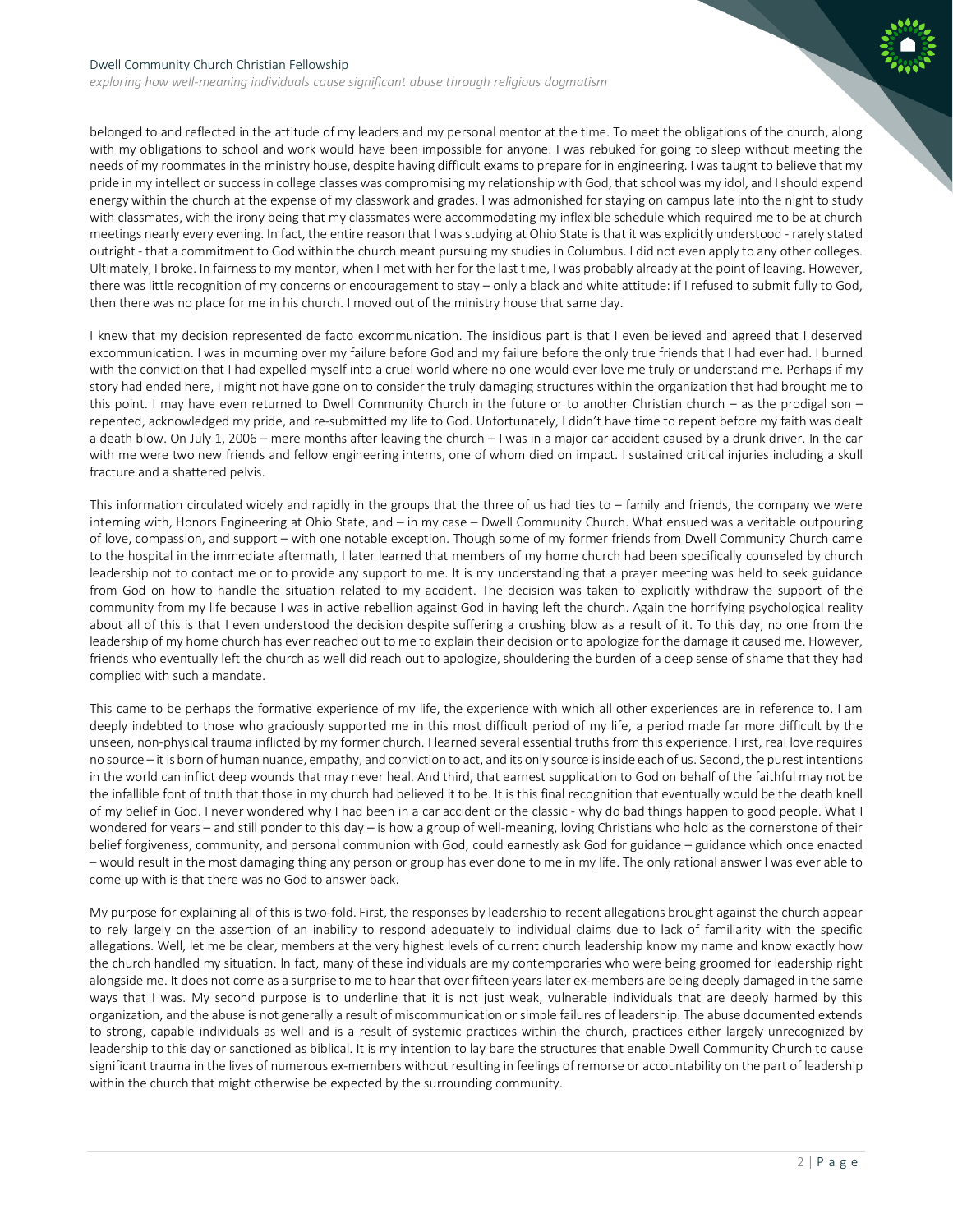belonged to and reflected in the attitude of my leaders and my personal mentor at the time. To meet the obligations of the church, along with my obligations to school and work would have been impossible for anyone. I was rebuked for going to sleep without meeting the needs of my roommates in the ministry house, despite having difficult exams to prepare for in engineering. I was taught to believe that my pride in my intellect or success in college classes was compromising my relationship with God, that school was my idol, and I should expend energy within the church at the expense of my classwork and grades. I was admonished for staying on campus late into the night to study with classmates, with the irony being that my classmates were accommodating my inflexible schedule which required me to be at church meetings nearly every evening. In fact, the entire reason that I was studying at Ohio State is that it was explicitly understood - rarely stated outright - that a commitment to God within the church meant pursuing my studies in Columbus. I did not even apply to any other colleges. Ultimately, I broke. In fairness to my mentor, when I met with her for the last time, I was probably already at the point of leaving. However, there was little recognition of my concerns or encouragement to stay – only a black and white attitude: if I refused to submit fully to God, then there was no place for me in his church. I moved out of the ministry house that same day.

I knew that my decision represented de facto excommunication. The insidious part is that I even believed and agreed that I deserved excommunication. I was in mourning over my failure before God and my failure before the only true friends that I had ever had. I burned with the conviction that I had expelled myself into a cruel world where no one would ever love me truly or understand me. Perhaps if my story had ended here, I might not have gone on to consider the truly damaging structures within the organization that had brought me to this point. I may have even returned to Dwell Community Church in the future or to another Christian church – as the prodigal son – repented, acknowledged my pride, and re-submitted my life to God. Unfortunately, I didn't have time to repent before my faith was dealt a death blow. On July 1, 2006 – mere months after leaving the church – I was in a major car accident caused by a drunk driver. In the car with me were two new friends and fellow engineering interns, one of whom died on impact. I sustained critical injuries including a skull fracture and a shattered pelvis.

This information circulated widely and rapidly in the groups that the three of us had ties to – family and friends, the company we were interning with, Honors Engineering at Ohio State, and – in my case – Dwell Community Church. What ensued was a veritable outpouring of love, compassion, and support – with one notable exception. Though some of my former friends from Dwell Community Church came to the hospital in the immediate aftermath, I later learned that members of my home church had been specifically counseled by church leadership not to contact me or to provide any support to me. It is my understanding that a prayer meeting was held to seek guidance from God on how to handle the situation related to my accident. The decision was taken to explicitly withdraw the support of the community from my life because I was in active rebellion against God in having left the church. Again the horrifying psychological reality about all of this is that I even understood the decision despite suffering a crushing blow as a result of it. To this day, no one from the leadership of my home church has ever reached out to me to explain their decision or to apologize for the damage it caused me. However, friends who eventually left the church as well did reach out to apologize, shouldering the burden of a deep sense of shame that they had complied with such a mandate.

This came to be perhaps the formative experience of my life, the experience with which all other experiences are in reference to. I am deeply indebted to those who graciously supported me in this most difficult period of my life, a period made far more difficult by the unseen, non-physical trauma inflicted by my former church. I learned several essential truths from this experience. First, real love requires no source – it is born of human nuance, empathy, and conviction to act, and its only source is inside each of us. Second, the purest intentions in the world can inflict deep wounds that may never heal. And third, that earnest supplication to God on behalf of the faithful may not be the infallible font of truth that those in my church had believed it to be. It is this final recognition that eventually would be the death knell of my belief in God. I never wondered why I had been in a car accident or the classic - why do bad things happen to good people. What I wondered for years – and still ponder to this day – is how a group of well-meaning, loving Christians who hold as the cornerstone of their belief forgiveness, community, and personal communion with God, could earnestly ask God for guidance – guidance which once enacted – would result in the most damaging thing any person or group has ever done to me in my life. The only rational answer I was ever able to come up with is that there was no God to answer back.

My purpose for explaining all of this is two-fold. First, the responses by leadership to recent allegations brought against the church appear to rely largely on the assertion of an inability to respond adequately to individual claims due to lack of familiarity with the specific allegations. Well, let me be clear, members at the very highest levels of current church leadership know my name and know exactly how the church handled my situation. In fact, many of these individuals are my contemporaries who were being groomed for leadership right alongside me. It does not come as a surprise to me to hear that over fifteen years later ex-members are being deeply damaged in the same ways that I was. My second purpose is to underline that it is not just weak, vulnerable individuals that are deeply harmed by this organization, and the abuse is not generally a result of miscommunication or simple failures of leadership. The abuse documented extends to strong, capable individuals as well and is a result of systemic practices within the church, practices either largely unrecognized by leadership to this day or sanctioned as biblical. It is my intention to lay bare the structures that enable Dwell Community Church to cause significant trauma in the lives of numerous ex-members without resulting in feelings of remorse or accountability on the part of leadership within the church that might otherwise be expected by the surrounding community.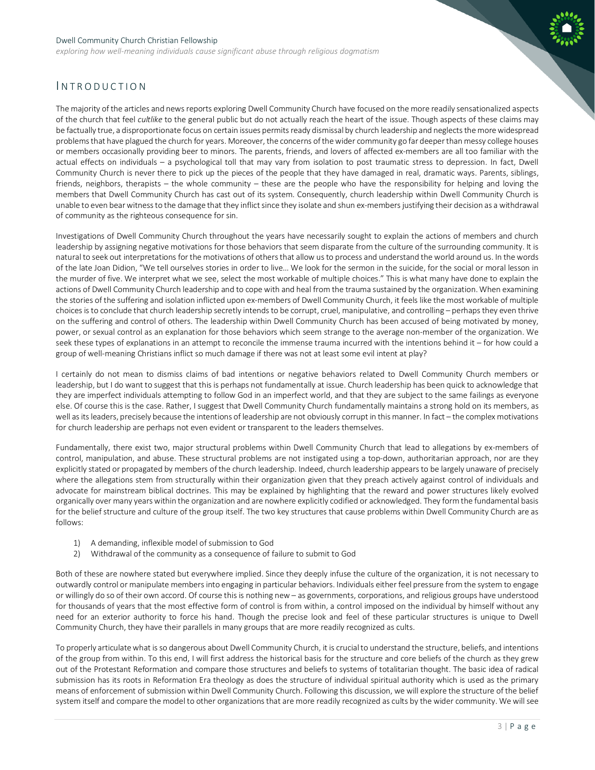## INTRODUCTION

The majority of the articles and news reports exploring Dwell Community Church have focused on the more readily sensationalized aspects of the church that feel *cultlike* to the general public but do not actually reach the heart of the issue. Though aspects of these claims may be factually true, a disproportionate focus on certain issues permits ready dismissal by church leadership and neglects the more widespread problems that have plagued the church for years. Moreover, the concerns of the wider community go far deeper than messy college houses or members occasionally providing beer to minors. The parents, friends, and lovers of affected ex-members are all too familiar with the actual effects on individuals – a psychological toll that may vary from isolation to post traumatic stress to depression. In fact, Dwell Community Church is never there to pick up the pieces of the people that they have damaged in real, dramatic ways. Parents, siblings, friends, neighbors, therapists – the whole community – these are the people who have the responsibility for helping and loving the members that Dwell Community Church has cast out of its system. Consequently, church leadership within Dwell Community Church is unable to even bear witness to the damage that they inflict since they isolate and shun ex-members justifying their decision as a withdrawal of community as the righteous consequence for sin.

Investigations of Dwell Community Church throughout the years have necessarily sought to explain the actions of members and church leadership by assigning negative motivations for those behaviors that seem disparate from the culture of the surrounding community. It is natural to seek out interpretations for the motivations of others that allow us to process and understand the world around us. In the words of the late Joan Didion, "We tell ourselves stories in order to live… We look for the sermon in the suicide, for the social or moral lesson in the murder of five. We interpret what we see, select the most workable of multiple choices." This is what many have done to explain the actions of Dwell Community Church leadership and to cope with and heal from the trauma sustained by the organization. When examining the stories of the suffering and isolation inflicted upon ex-members of Dwell Community Church, it feels like the most workable of multiple choices is to conclude that church leadership secretly intends to be corrupt, cruel, manipulative, and controlling – perhaps they even thrive on the suffering and control of others. The leadership within Dwell Community Church has been accused of being motivated by money, power, or sexual control as an explanation for those behaviors which seem strange to the average non-member of the organization. We seek these types of explanations in an attempt to reconcile the immense trauma incurred with the intentions behind it – for how could a group of well-meaning Christians inflict so much damage if there was not at least some evil intent at play?

I certainly do not mean to dismiss claims of bad intentions or negative behaviors related to Dwell Community Church members or leadership, but I do want to suggest that this is perhaps not fundamentally at issue. Church leadership has been quick to acknowledge that they are imperfect individuals attempting to follow God in an imperfect world, and that they are subject to the same failings as everyone else. Of course this is the case. Rather, I suggest that Dwell Community Church fundamentally maintains a strong hold on its members, as well as its leaders, precisely because the intentions of leadership are not obviously corrupt in this manner. In fact – the complex motivations for church leadership are perhaps not even evident or transparent to the leaders themselves.

Fundamentally, there exist two, major structural problems within Dwell Community Church that lead to allegations by ex-members of control, manipulation, and abuse. These structural problems are not instigated using a top-down, authoritarian approach, nor are they explicitly stated or propagated by members of the church leadership. Indeed, church leadership appears to be largely unaware of precisely where the allegations stem from structurally within their organization given that they preach actively against control of individuals and advocate for mainstream biblical doctrines. This may be explained by highlighting that the reward and power structures likely evolved organically over many years within the organization and are nowhere explicitly codified or acknowledged. They form the fundamental basis for the belief structure and culture of the group itself. The two key structures that cause problems within Dwell Community Church are as follows:

1) A demanding, inflexible model of submission to God
2) Withdrawal of the community as a consequence of failure to submit to God

Both of these are nowhere stated but everywhere implied. Since they deeply infuse the culture of the organization, it is not necessary to outwardly control or manipulate members into engaging in particular behaviors. Individuals either feel pressure from the system to engage or willingly do so of their own accord. Of course this is nothing new – as governments, corporations, and religious groups have understood for thousands of years that the most effective form of control is from within, a control imposed on the individual by himself without any need for an exterior authority to force his hand. Though the precise look and feel of these particular structures is unique to Dwell Community Church, they have their parallels in many groups that are more readily recognized as cults.

To properly articulate what is so dangerous about Dwell Community Church, it is crucial to understand the structure, beliefs, and intentions of the group from within. To this end, I will first address the historical basis for the structure and core beliefs of the church as they grew out of the Protestant Reformation and compare those structures and beliefs to systems of totalitarian thought. The basic idea of radical submission has its roots in Reformation Era theology as does the structure of individual spiritual authority which is used as the primary means of enforcement of submission within Dwell Community Church. Following this discussion, we will explore the structure of the belief system itself and compare the model to other organizations that are more readily recognized as cults by the wider community. We will see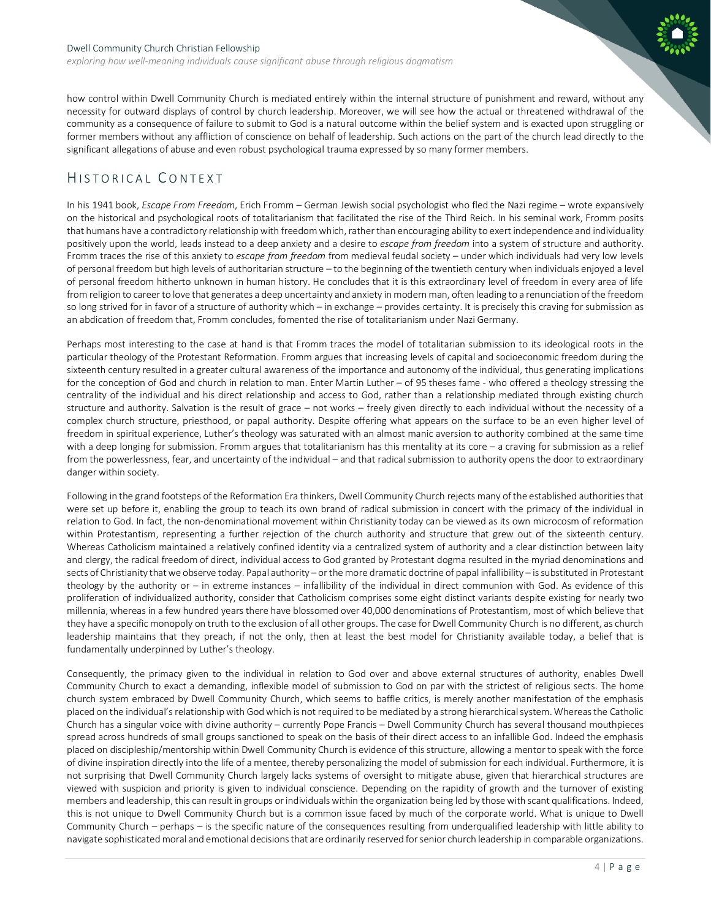how control within Dwell Community Church is mediated entirely within the internal structure of punishment and reward, without any necessity for outward displays of control by church leadership. Moreover, we will see how the actual or threatened withdrawal of the community as a consequence of failure to submit to God is a natural outcome within the belief system and is exacted upon struggling or former members without any affliction of conscience on behalf of leadership. Such actions on the part of the church lead directly to the significant allegations of abuse and even robust psychological trauma expressed by so many former members.

## Historical Context

In his 1941 book, *Escape From Freedom*, Erich Fromm – German Jewish social psychologist who fled the Nazi regime – wrote expansively on the historical and psychological roots of totalitarianism that facilitated the rise of the Third Reich. In his seminal work, Fromm posits that humans have a contradictory relationship with freedom which, rather than encouraging ability to exert independence and individuality positively upon the world, leads instead to a deep anxiety and a desire to *escape from freedom* into a system of structure and authority. Fromm traces the rise of this anxiety to *escape from freedom* from medieval feudal society – under which individuals had very low levels of personal freedom but high levels of authoritarian structure – to the beginning of the twentieth century when individuals enjoyed a level of personal freedom hitherto unknown in human history. He concludes that it is this extraordinary level of freedom in every area of life from religion to career to love that generates a deep uncertainty and anxiety in modern man, often leading to a renunciation of the freedom so long strived for in favor of a structure of authority which – in exchange – provides certainty. It is precisely this craving for submission as an abdication of freedom that, Fromm concludes, fomented the rise of totalitarianism under Nazi Germany.

Perhaps most interesting to the case at hand is that Fromm traces the model of totalitarian submission to its ideological roots in the particular theology of the Protestant Reformation. Fromm argues that increasing levels of capital and socioeconomic freedom during the sixteenth century resulted in a greater cultural awareness of the importance and autonomy of the individual, thus generating implications for the conception of God and church in relation to man. Enter Martin Luther – of 95 theses fame - who offered a theology stressing the centrality of the individual and his direct relationship and access to God, rather than a relationship mediated through existing church structure and authority. Salvation is the result of grace – not works – freely given directly to each individual without the necessity of a complex church structure, priesthood, or papal authority. Despite offering what appears on the surface to be an even higher level of freedom in spiritual experience, Luther's theology was saturated with an almost manic aversion to authority combined at the same time with a deep longing for submission. Fromm argues that totalitarianism has this mentality at its core – a craving for submission as a relief from the powerlessness, fear, and uncertainty of the individual – and that radical submission to authority opens the door to extraordinary danger within society.

Following in the grand footsteps of the Reformation Era thinkers, Dwell Community Church rejects many of the established authorities that were set up before it, enabling the group to teach its own brand of radical submission in concert with the primacy of the individual in relation to God. In fact, the non-denominational movement within Christianity today can be viewed as its own microcosm of reformation within Protestantism, representing a further rejection of the church authority and structure that grew out of the sixteenth century. Whereas Catholicism maintained a relatively confined identity via a centralized system of authority and a clear distinction between laity and clergy, the radical freedom of direct, individual access to God granted by Protestant dogma resulted in the myriad denominations and sects of Christianity that we observe today. Papal authority – or the more dramatic doctrine of papal infallibility – is substituted in Protestant theology by the authority or – in extreme instances – infallibility of the individual in direct communion with God. As evidence of this proliferation of individualized authority, consider that Catholicism comprises some eight distinct variants despite existing for nearly two millennia, whereas in a few hundred years there have blossomed over 40,000 denominations of Protestantism, most of which believe that they have a specific monopoly on truth to the exclusion of all other groups. The case for Dwell Community Church is no different, as church leadership maintains that they preach, if not the only, then at least the best model for Christianity available today, a belief that is fundamentally underpinned by Luther's theology.

Consequently, the primacy given to the individual in relation to God over and above external structures of authority, enables Dwell Community Church to exact a demanding, inflexible model of submission to God on par with the strictest of religious sects. The home church system embraced by Dwell Community Church, which seems to baffle critics, is merely another manifestation of the emphasis placed on the individual's relationship with God which is not required to be mediated by a strong hierarchical system. Whereas the Catholic Church has a singular voice with divine authority – currently Pope Francis – Dwell Community Church has several thousand mouthpieces spread across hundreds of small groups sanctioned to speak on the basis of their direct access to an infallible God. Indeed the emphasis placed on discipleship/mentorship within Dwell Community Church is evidence of this structure, allowing a mentor to speak with the force of divine inspiration directly into the life of a mentee, thereby personalizing the model of submission for each individual. Furthermore, it is not surprising that Dwell Community Church largely lacks systems of oversight to mitigate abuse, given that hierarchical structures are viewed with suspicion and priority is given to individual conscience. Depending on the rapidity of growth and the turnover of existing members and leadership, this can result in groups or individuals within the organization being led by those with scant qualifications. Indeed, this is not unique to Dwell Community Church but is a common issue faced by much of the corporate world. What is unique to Dwell Community Church – perhaps – is the specific nature of the consequences resulting from underqualified leadership with little ability to navigate sophisticated moral and emotional decisions that are ordinarily reserved for senior church leadership in comparable organizations.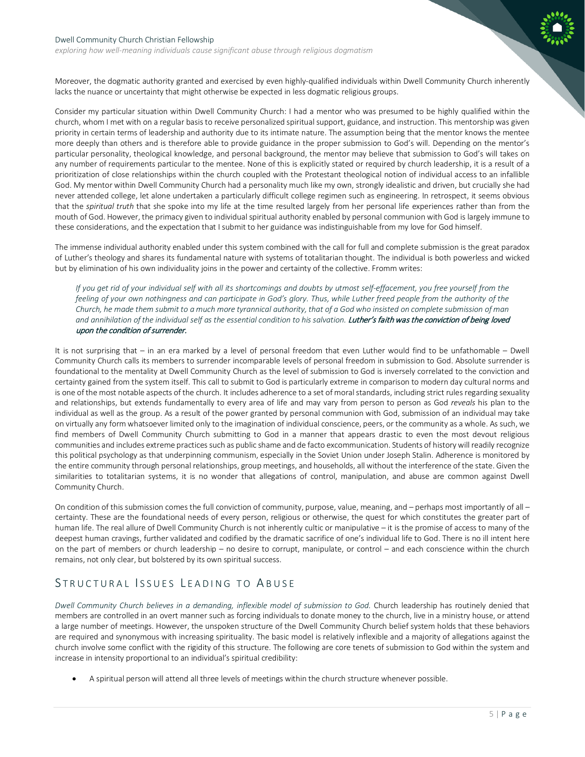Moreover, the dogmatic authority granted and exercised by even highly-qualified individuals within Dwell Community Church inherently lacks the nuance or uncertainty that might otherwise be expected in less dogmatic religious groups.

Consider my particular situation within Dwell Community Church: I had a mentor who was presumed to be highly qualified within the church, whom I met with on a regular basis to receive personalized spiritual support, guidance, and instruction. This mentorship was given priority in certain terms of leadership and authority due to its intimate nature. The assumption being that the mentor knows the mentee more deeply than others and is therefore able to provide guidance in the proper submission to God's will. Depending on the mentor's particular personality, theological knowledge, and personal background, the mentor may believe that submission to God's will takes on any number of requirements particular to the mentee. None of this is explicitly stated or required by church leadership, it is a result of a prioritization of close relationships within the church coupled with the Protestant theological notion of individual access to an infallible God. My mentor within Dwell Community Church had a personality much like my own, strongly idealistic and driven, but crucially she had never attended college, let alone undertaken a particularly difficult college regimen such as engineering. In retrospect, it seems obvious that the *spiritual truth* that she spoke into my life at the time resulted largely from her personal life experiences rather than from the mouth of God. However, the primacy given to individual spiritual authority enabled by personal communion with God is largely immune to these considerations, and the expectation that I submit to her guidance was indistinguishable from my love for God himself.

The immense individual authority enabled under this system combined with the call for full and complete submission is the great paradox of Luther's theology and shares its fundamental nature with systems of totalitarian thought. The individual is both powerless and wicked but by elimination of his own individuality joins in the power and certainty of the collective. Fromm writes:

> *If you get rid of your individual self with all its shortcomings and doubts by utmost self-effacement, you free yourself from the feeling of your own nothingness and can participate in God's glory. Thus, while Luther freed people from the authority of the Church, he made them submit to a much more tyrannical authority, that of a God who insisted on complete submission of man and annihilation of the individual self as the essential condition to his salvation.* ***Luther's faith was the conviction of being loved upon the condition of surrender.***

It is not surprising that – in an era marked by a level of personal freedom that even Luther would find to be unfathomable – Dwell Community Church calls its members to surrender incomparable levels of personal freedom in submission to God. Absolute surrender is foundational to the mentality at Dwell Community Church as the level of submission to God is inversely correlated to the conviction and certainty gained from the system itself. This call to submit to God is particularly extreme in comparison to modern day cultural norms and is one of the most notable aspects of the church. It includes adherence to a set of moral standards, including strict rules regarding sexuality and relationships, but extends fundamentally to every area of life and may vary from person to person as God *reveals* his plan to the individual as well as the group. As a result of the power granted by personal communion with God, submission of an individual may take on virtually any form whatsoever limited only to the imagination of individual conscience, peers, or the community as a whole. As such, we find members of Dwell Community Church submitting to God in a manner that appears drastic to even the most devout religious communities and includes extreme practices such as public shame and de facto excommunication. Students of history will readily recognize this political psychology as that underpinning communism, especially in the Soviet Union under Joseph Stalin. Adherence is monitored by the entire community through personal relationships, group meetings, and households, all without the interference of the state. Given the similarities to totalitarian systems, it is no wonder that allegations of control, manipulation, and abuse are common against Dwell Community Church.

On condition of this submission comes the full conviction of community, purpose, value, meaning, and – perhaps most importantly of all – certainty. These are the foundational needs of every person, religious or otherwise, the quest for which constitutes the greater part of human life. The real allure of Dwell Community Church is not inherently cultic or manipulative – it is the promise of access to many of the deepest human cravings, further validated and codified by the dramatic sacrifice of one's individual life to God. There is no ill intent here on the part of members or church leadership – no desire to corrupt, manipulate, or control – and each conscience within the church remains, not only clear, but bolstered by its own spiritual success.

## Structural Issues Leading to Abuse

*Dwell Community Church believes in a demanding, inflexible model of submission to God.* Church leadership has routinely denied that members are controlled in an overt manner such as forcing individuals to donate money to the church, live in a ministry house, or attend a large number of meetings. However, the unspoken structure of the Dwell Community Church belief system holds that these behaviors are required and synonymous with increasing spirituality. The basic model is relatively inflexible and a majority of allegations against the church involve some conflict with the rigidity of this structure. The following are core tenets of submission to God within the system and increase in intensity proportional to an individual's spiritual credibility:

- A spiritual person will attend all three levels of meetings within the church structure whenever possible.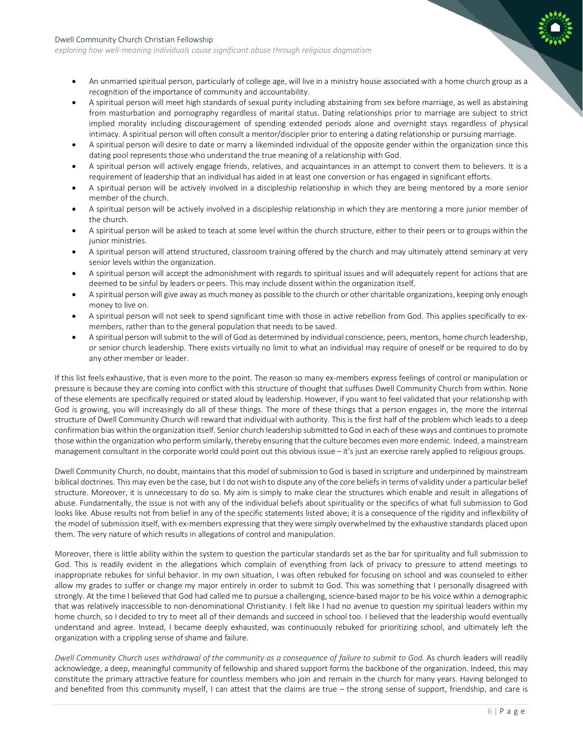- An unmarried spiritual person, particularly of college age, will live in a ministry house associated with a home church group as a recognition of the importance of community and accountability.
- A spiritual person will meet high standards of sexual purity including abstaining from sex before marriage, as well as abstaining from masturbation and pornography regardless of marital status. Dating relationships prior to marriage are subject to strict implied morality including discouragement of spending extended periods alone and overnight stays regardless of physical intimacy. A spiritual person will often consult a mentor/discipler prior to entering a dating relationship or pursuing marriage.
- A spiritual person will desire to date or marry a likeminded individual of the opposite gender within the organization since this dating pool represents those who understand the true meaning of a relationship with God.
- A spiritual person will actively engage friends, relatives, and acquaintances in an attempt to convert them to believers. It is a requirement of leadership that an individual has aided in at least one conversion or has engaged in significant efforts.
- A spiritual person will be actively involved in a discipleship relationship in which they are being mentored by a more senior member of the church.
- A spiritual person will be actively involved in a discipleship relationship in which they are mentoring a more junior member of the church.
- A spiritual person will be asked to teach at some level within the church structure, either to their peers or to groups within the junior ministries.
- A spiritual person will attend structured, classroom training offered by the church and may ultimately attend seminary at very senior levels within the organization.
- A spiritual person will accept the admonishment with regards to spiritual issues and will adequately repent for actions that are deemed to be sinful by leaders or peers. This may include dissent within the organization itself.
- A spiritual person will give away as much money as possible to the church or other charitable organizations, keeping only enough money to live on.
- A spiritual person will not seek to spend significant time with those in active rebellion from God. This applies specifically to ex-members, rather than to the general population that needs to be saved.
- A spiritual person will submit to the will of God as determined by individual conscience, peers, mentors, home church leadership, or senior church leadership. There exists virtually no limit to what an individual may require of oneself or be required to do by any other member or leader.

If this list feels exhaustive, that is even more to the point. The reason so many ex-members express feelings of control or manipulation or pressure is because they are coming into conflict with this structure of thought that suffuses Dwell Community Church from within. None of these elements are specifically required or stated aloud by leadership. However, if you want to feel validated that your relationship with God is growing, you will increasingly do all of these things. The more of these things that a person engages in, the more the internal structure of Dwell Community Church will reward that individual with authority. This is the first half of the problem which leads to a deep confirmation bias within the organization itself. Senior church leadership submitted to God in each of these ways and continues to promote those within the organization who perform similarly, thereby ensuring that the culture becomes even more endemic. Indeed, a mainstream management consultant in the corporate world could point out this obvious issue – it's just an exercise rarely applied to religious groups.

Dwell Community Church, no doubt, maintains that this model of submission to God is based in scripture and underpinned by mainstream biblical doctrines. This may even be the case, but I do not wish to dispute any of the core beliefs in terms of validity under a particular belief structure. Moreover, it is unnecessary to do so. My aim is simply to make clear the structures which enable and result in allegations of abuse. Fundamentally, the issue is not with any of the individual beliefs about spirituality or the specifics of what full submission to God looks like. Abuse results not from belief in any of the specific statements listed above; it is a consequence of the rigidity and inflexibility of the model of submission itself, with ex-members expressing that they were simply overwhelmed by the exhaustive standards placed upon them. The very nature of which results in allegations of control and manipulation.

Moreover, there is little ability within the system to question the particular standards set as the bar for spirituality and full submission to God. This is readily evident in the allegations which complain of everything from lack of privacy to pressure to attend meetings to inappropriate rebukes for sinful behavior. In my own situation, I was often rebuked for focusing on school and was counseled to either allow my grades to suffer or change my major entirely in order to submit to God. This was something that I personally disagreed with strongly. At the time I believed that God had called me to pursue a challenging, science-based major to be his voice within a demographic that was relatively inaccessible to non-denominational Christianity. I felt like I had no avenue to question my spiritual leaders within my home church, so I decided to try to meet all of their demands and succeed in school too. I believed that the leadership would eventually understand and agree. Instead, I became deeply exhausted, was continuously rebuked for prioritizing school, and ultimately left the organization with a crippling sense of shame and failure.

*Dwell Community Church uses withdrawal of the community as a consequence of failure to submit to God.* As church leaders will readily acknowledge, a deep, meaningful community of fellowship and shared support forms the backbone of the organization. Indeed, this may constitute the primary attractive feature for countless members who join and remain in the church for many years. Having belonged to and benefited from this community myself, I can attest that the claims are true – the strong sense of support, friendship, and care is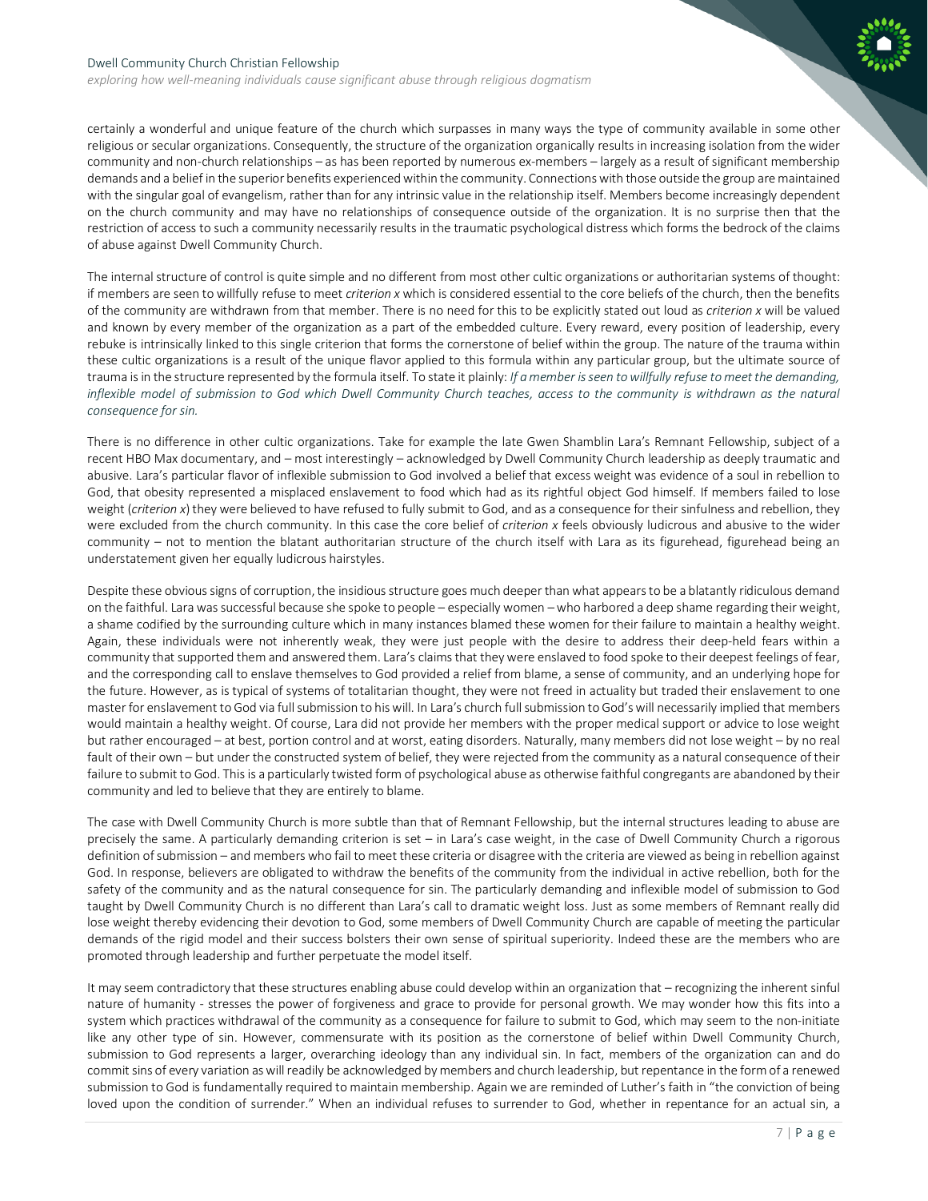certainly a wonderful and unique feature of the church which surpasses in many ways the type of community available in some other religious or secular organizations. Consequently, the structure of the organization organically results in increasing isolation from the wider community and non-church relationships – as has been reported by numerous ex-members – largely as a result of significant membership demands and a belief in the superior benefits experienced within the community. Connections with those outside the group are maintained with the singular goal of evangelism, rather than for any intrinsic value in the relationship itself. Members become increasingly dependent on the church community and may have no relationships of consequence outside of the organization. It is no surprise then that the restriction of access to such a community necessarily results in the traumatic psychological distress which forms the bedrock of the claims of abuse against Dwell Community Church.

The internal structure of control is quite simple and no different from most other cultic organizations or authoritarian systems of thought: if members are seen to willfully refuse to meet *criterion x* which is considered essential to the core beliefs of the church, then the benefits of the community are withdrawn from that member. There is no need for this to be explicitly stated out loud as *criterion x* will be valued and known by every member of the organization as a part of the embedded culture. Every reward, every position of leadership, every rebuke is intrinsically linked to this single criterion that forms the cornerstone of belief within the group. The nature of the trauma within these cultic organizations is a result of the unique flavor applied to this formula within any particular group, but the ultimate source of trauma is in the structure represented by the formula itself. To state it plainly: *If a member is seen to willfully refuse to meet the demanding, inflexible model of submission to God which Dwell Community Church teaches, access to the community is withdrawn as the natural consequence for sin.*

There is no difference in other cultic organizations. Take for example the late Gwen Shamblin Lara's Remnant Fellowship, subject of a recent HBO Max documentary, and – most interestingly – acknowledged by Dwell Community Church leadership as deeply traumatic and abusive. Lara's particular flavor of inflexible submission to God involved a belief that excess weight was evidence of a soul in rebellion to God, that obesity represented a misplaced enslavement to food which had as its rightful object God himself. If members failed to lose weight (*criterion x*) they were believed to have refused to fully submit to God, and as a consequence for their sinfulness and rebellion, they were excluded from the church community. In this case the core belief of *criterion x* feels obviously ludicrous and abusive to the wider community – not to mention the blatant authoritarian structure of the church itself with Lara as its figurehead, figurehead being an understatement given her equally ludicrous hairstyles.

Despite these obvious signs of corruption, the insidious structure goes much deeper than what appears to be a blatantly ridiculous demand on the faithful. Lara was successful because she spoke to people – especially women – who harbored a deep shame regarding their weight, a shame codified by the surrounding culture which in many instances blamed these women for their failure to maintain a healthy weight. Again, these individuals were not inherently weak, they were just people with the desire to address their deep-held fears within a community that supported them and answered them. Lara's claims that they were enslaved to food spoke to their deepest feelings of fear, and the corresponding call to enslave themselves to God provided a relief from blame, a sense of community, and an underlying hope for the future. However, as is typical of systems of totalitarian thought, they were not freed in actuality but traded their enslavement to one master for enslavement to God via full submission to his will. In Lara's church full submission to God's will necessarily implied that members would maintain a healthy weight. Of course, Lara did not provide her members with the proper medical support or advice to lose weight but rather encouraged – at best, portion control and at worst, eating disorders. Naturally, many members did not lose weight – by no real fault of their own – but under the constructed system of belief, they were rejected from the community as a natural consequence of their failure to submit to God. This is a particularly twisted form of psychological abuse as otherwise faithful congregants are abandoned by their community and led to believe that they are entirely to blame.

The case with Dwell Community Church is more subtle than that of Remnant Fellowship, but the internal structures leading to abuse are precisely the same. A particularly demanding criterion is set – in Lara's case weight, in the case of Dwell Community Church a rigorous definition of submission – and members who fail to meet these criteria or disagree with the criteria are viewed as being in rebellion against God. In response, believers are obligated to withdraw the benefits of the community from the individual in active rebellion, both for the safety of the community and as the natural consequence for sin. The particularly demanding and inflexible model of submission to God taught by Dwell Community Church is no different than Lara's call to dramatic weight loss. Just as some members of Remnant really did lose weight thereby evidencing their devotion to God, some members of Dwell Community Church are capable of meeting the particular demands of the rigid model and their success bolsters their own sense of spiritual superiority. Indeed these are the members who are promoted through leadership and further perpetuate the model itself.

It may seem contradictory that these structures enabling abuse could develop within an organization that – recognizing the inherent sinful nature of humanity - stresses the power of forgiveness and grace to provide for personal growth. We may wonder how this fits into a system which practices withdrawal of the community as a consequence for failure to submit to God, which may seem to the non-initiate like any other type of sin. However, commensurate with its position as the cornerstone of belief within Dwell Community Church, submission to God represents a larger, overarching ideology than any individual sin. In fact, members of the organization can and do commit sins of every variation as will readily be acknowledged by members and church leadership, but repentance in the form of a renewed submission to God is fundamentally required to maintain membership. Again we are reminded of Luther's faith in "the conviction of being loved upon the condition of surrender." When an individual refuses to surrender to God, whether in repentance for an actual sin, a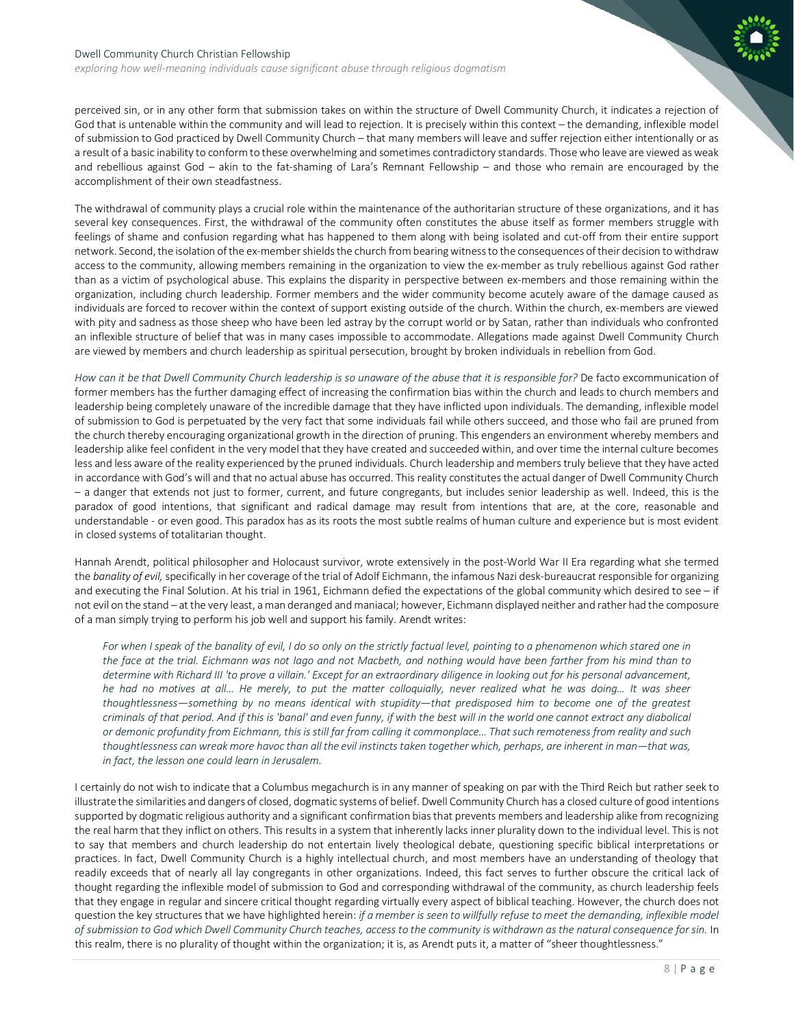perceived sin, or in any other form that submission takes on within the structure of Dwell Community Church, it indicates a rejection of God that is untenable within the community and will lead to rejection. It is precisely within this context – the demanding, inflexible model of submission to God practiced by Dwell Community Church – that many members will leave and suffer rejection either intentionally or as a result of a basic inability to conform to these overwhelming and sometimes contradictory standards. Those who leave are viewed as weak and rebellious against God – akin to the fat-shaming of Lara's Remnant Fellowship – and those who remain are encouraged by the accomplishment of their own steadfastness.

The withdrawal of community plays a crucial role within the maintenance of the authoritarian structure of these organizations, and it has several key consequences. First, the withdrawal of the community often constitutes the abuse itself as former members struggle with feelings of shame and confusion regarding what has happened to them along with being isolated and cut-off from their entire support network. Second, the isolation of the ex-member shields the church from bearing witness to the consequences of their decision to withdraw access to the community, allowing members remaining in the organization to view the ex-member as truly rebellious against God rather than as a victim of psychological abuse. This explains the disparity in perspective between ex-members and those remaining within the organization, including church leadership. Former members and the wider community become acutely aware of the damage caused as individuals are forced to recover within the context of support existing outside of the church. Within the church, ex-members are viewed with pity and sadness as those sheep who have been led astray by the corrupt world or by Satan, rather than individuals who confronted an inflexible structure of belief that was in many cases impossible to accommodate. Allegations made against Dwell Community Church are viewed by members and church leadership as spiritual persecution, brought by broken individuals in rebellion from God.

*How can it be that Dwell Community Church leadership is so unaware of the abuse that it is responsible for?* De facto excommunication of former members has the further damaging effect of increasing the confirmation bias within the church and leads to church members and leadership being completely unaware of the incredible damage that they have inflicted upon individuals. The demanding, inflexible model of submission to God is perpetuated by the very fact that some individuals fail while others succeed, and those who fail are pruned from the church thereby encouraging organizational growth in the direction of pruning. This engenders an environment whereby members and leadership alike feel confident in the very model that they have created and succeeded within, and over time the internal culture becomes less and less aware of the reality experienced by the pruned individuals. Church leadership and members truly believe that they have acted in accordance with God's will and that no actual abuse has occurred. This reality constitutes the actual danger of Dwell Community Church – a danger that extends not just to former, current, and future congregants, but includes senior leadership as well. Indeed, this is the paradox of good intentions, that significant and radical damage may result from intentions that are, at the core, reasonable and understandable - or even good. This paradox has as its roots the most subtle realms of human culture and experience but is most evident in closed systems of totalitarian thought.

Hannah Arendt, political philosopher and Holocaust survivor, wrote extensively in the post-World War II Era regarding what she termed the *banality of evil,* specifically in her coverage of the trial of Adolf Eichmann, the infamous Nazi desk-bureaucrat responsible for organizing and executing the Final Solution. At his trial in 1961, Eichmann defied the expectations of the global community which desired to see – if not evil on the stand – at the very least, a man deranged and maniacal; however, Eichmann displayed neither and rather had the composure of a man simply trying to perform his job well and support his family. Arendt writes:

> *For when I speak of the banality of evil, I do so only on the strictly factual level, pointing to a phenomenon which stared one in the face at the trial. Eichmann was not Iago and not Macbeth, and nothing would have been farther from his mind than to determine with Richard III 'to prove a villain.' Except for an extraordinary diligence in looking out for his personal advancement, he had no motives at all… He merely, to put the matter colloquially, never realized what he was doing… It was sheer thoughtlessness—something by no means identical with stupidity—that predisposed him to become one of the greatest criminals of that period. And if this is 'banal' and even funny, if with the best will in the world one cannot extract any diabolical or demonic profundity from Eichmann, this is still far from calling it commonplace… That such remoteness from reality and such thoughtlessness can wreak more havoc than all the evil instincts taken together which, perhaps, are inherent in man—that was, in fact, the lesson one could learn in Jerusalem.*

I certainly do not wish to indicate that a Columbus megachurch is in any manner of speaking on par with the Third Reich but rather seek to illustrate the similarities and dangers of closed, dogmatic systems of belief. Dwell Community Church has a closed culture of good intentions supported by dogmatic religious authority and a significant confirmation bias that prevents members and leadership alike from recognizing the real harm that they inflict on others. This results in a system that inherently lacks inner plurality down to the individual level. This is not to say that members and church leadership do not entertain lively theological debate, questioning specific biblical interpretations or practices. In fact, Dwell Community Church is a highly intellectual church, and most members have an understanding of theology that readily exceeds that of nearly all lay congregants in other organizations. Indeed, this fact serves to further obscure the critical lack of thought regarding the inflexible model of submission to God and corresponding withdrawal of the community, as church leadership feels that they engage in regular and sincere critical thought regarding virtually every aspect of biblical teaching. However, the church does not question the key structures that we have highlighted herein: *if a member is seen to willfully refuse to meet the demanding, inflexible model of submission to God which Dwell Community Church teaches, access to the community is withdrawn as the natural consequence for sin.* In this realm, there is no plurality of thought within the organization; it is, as Arendt puts it, a matter of "sheer thoughtlessness."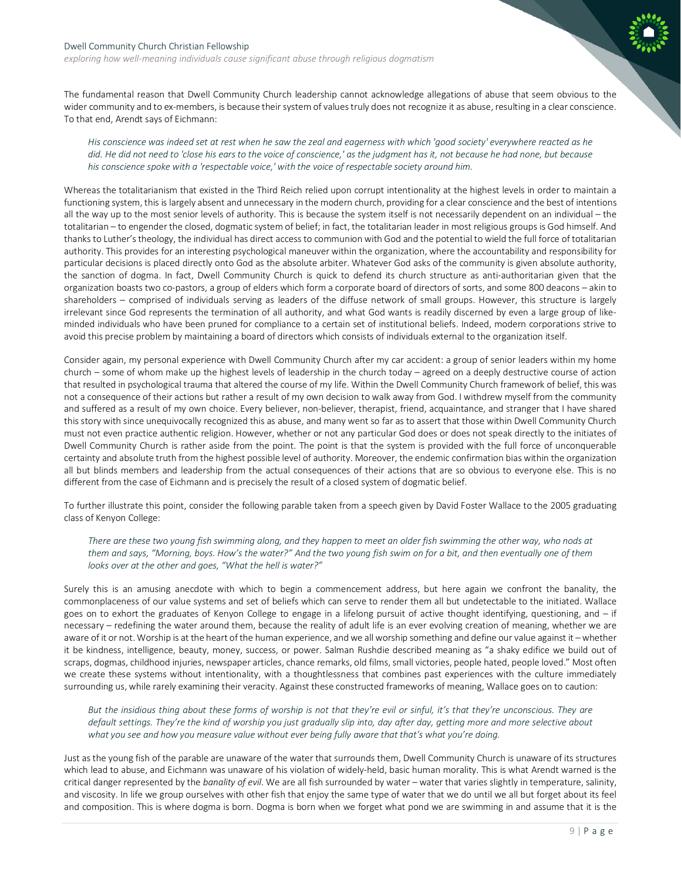The fundamental reason that Dwell Community Church leadership cannot acknowledge allegations of abuse that seem obvious to the wider community and to ex-members, is because their system of values truly does not recognize it as abuse, resulting in a clear conscience. To that end, Arendt says of Eichmann:

> *His conscience was indeed set at rest when he saw the zeal and eagerness with which 'good society' everywhere reacted as he did. He did not need to 'close his ears to the voice of conscience,' as the judgment has it, not because he had none, but because his conscience spoke with a 'respectable voice,' with the voice of respectable society around him.*

Whereas the totalitarianism that existed in the Third Reich relied upon corrupt intentionality at the highest levels in order to maintain a functioning system, this is largely absent and unnecessary in the modern church, providing for a clear conscience and the best of intentions all the way up to the most senior levels of authority. This is because the system itself is not necessarily dependent on an individual – the totalitarian – to engender the closed, dogmatic system of belief; in fact, the totalitarian leader in most religious groups is God himself. And thanks to Luther's theology, the individual has direct access to communion with God and the potential to wield the full force of totalitarian authority. This provides for an interesting psychological maneuver within the organization, where the accountability and responsibility for particular decisions is placed directly onto God as the absolute arbiter. Whatever God asks of the community is given absolute authority, the sanction of dogma. In fact, Dwell Community Church is quick to defend its church structure as anti-authoritarian given that the organization boasts two co-pastors, a group of elders which form a corporate board of directors of sorts, and some 800 deacons – akin to shareholders – comprised of individuals serving as leaders of the diffuse network of small groups. However, this structure is largely irrelevant since God represents the termination of all authority, and what God wants is readily discerned by even a large group of like-minded individuals who have been pruned for compliance to a certain set of institutional beliefs. Indeed, modern corporations strive to avoid this precise problem by maintaining a board of directors which consists of individuals external to the organization itself.

Consider again, my personal experience with Dwell Community Church after my car accident: a group of senior leaders within my home church – some of whom make up the highest levels of leadership in the church today – agreed on a deeply destructive course of action that resulted in psychological trauma that altered the course of my life. Within the Dwell Community Church framework of belief, this was not a consequence of their actions but rather a result of my own decision to walk away from God. I withdrew myself from the community and suffered as a result of my own choice. Every believer, non-believer, therapist, friend, acquaintance, and stranger that I have shared this story with since unequivocally recognized this as abuse, and many went so far as to assert that those within Dwell Community Church must not even practice authentic religion. However, whether or not any particular God does or does not speak directly to the initiates of Dwell Community Church is rather aside from the point. The point is that the system is provided with the full force of unconquerable certainty and absolute truth from the highest possible level of authority. Moreover, the endemic confirmation bias within the organization all but blinds members and leadership from the actual consequences of their actions that are so obvious to everyone else. This is no different from the case of Eichmann and is precisely the result of a closed system of dogmatic belief.

To further illustrate this point, consider the following parable taken from a speech given by David Foster Wallace to the 2005 graduating class of Kenyon College:

> *There are these two young fish swimming along, and they happen to meet an older fish swimming the other way, who nods at them and says, "Morning, boys. How's the water?" And the two young fish swim on for a bit, and then eventually one of them looks over at the other and goes, "What the hell is water?"*

Surely this is an amusing anecdote with which to begin a commencement address, but here again we confront the banality, the commonplaceness of our value systems and set of beliefs which can serve to render them all but undetectable to the initiated. Wallace goes on to exhort the graduates of Kenyon College to engage in a lifelong pursuit of active thought identifying, questioning, and – if necessary – redefining the water around them, because the reality of adult life is an ever evolving creation of meaning, whether we are aware of it or not. Worship is at the heart of the human experience, and we all worship something and define our value against it – whether it be kindness, intelligence, beauty, money, success, or power. Salman Rushdie described meaning as "a shaky edifice we build out of scraps, dogmas, childhood injuries, newspaper articles, chance remarks, old films, small victories, people hated, people loved." Most often we create these systems without intentionality, with a thoughtlessness that combines past experiences with the culture immediately surrounding us, while rarely examining their veracity. Against these constructed frameworks of meaning, Wallace goes on to caution:

> *But the insidious thing about these forms of worship is not that they're evil or sinful, it's that they're unconscious. They are default settings. They're the kind of worship you just gradually slip into, day after day, getting more and more selective about what you see and how you measure value without ever being fully aware that that's what you're doing.*

Just as the young fish of the parable are unaware of the water that surrounds them, Dwell Community Church is unaware of its structures which lead to abuse, and Eichmann was unaware of his violation of widely-held, basic human morality. This is what Arendt warned is the critical danger represented by the *banality of evil*. We are all fish surrounded by water – water that varies slightly in temperature, salinity, and viscosity. In life we group ourselves with other fish that enjoy the same type of water that we do until we all but forget about its feel and composition. This is where dogma is born. Dogma is born when we forget what pond we are swimming in and assume that it is the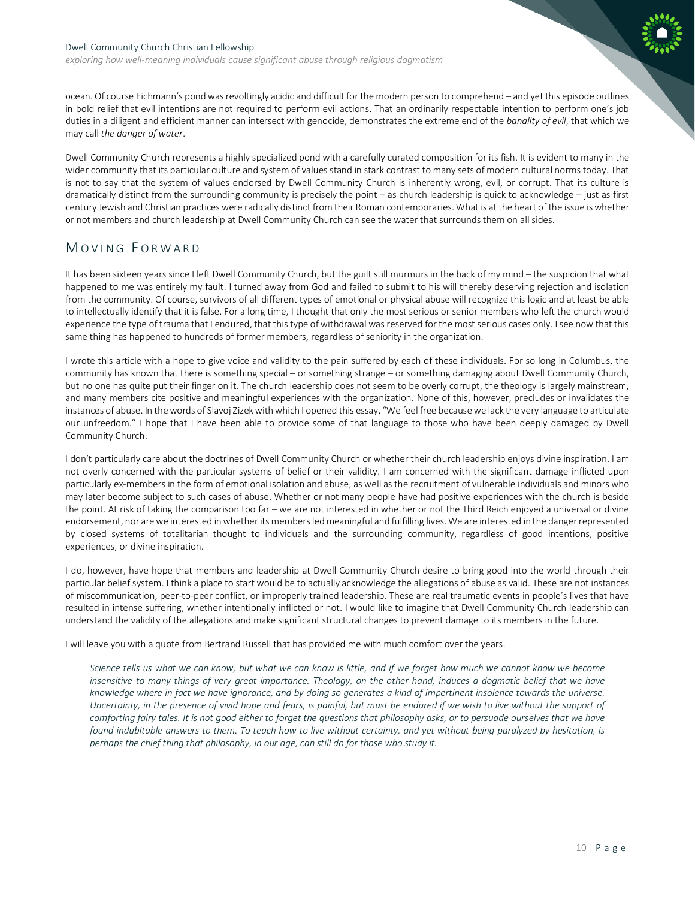ocean. Of course Eichmann's pond was revoltingly acidic and difficult for the modern person to comprehend – and yet this episode outlines in bold relief that evil intentions are not required to perform evil actions. That an ordinarily respectable intention to perform one's job duties in a diligent and efficient manner can intersect with genocide, demonstrates the extreme end of the *banality of evil*, that which we may call *the danger of water*.

Dwell Community Church represents a highly specialized pond with a carefully curated composition for its fish. It is evident to many in the wider community that its particular culture and system of values stand in stark contrast to many sets of modern cultural norms today. That is not to say that the system of values endorsed by Dwell Community Church is inherently wrong, evil, or corrupt. That its culture is dramatically distinct from the surrounding community is precisely the point – as church leadership is quick to acknowledge – just as first century Jewish and Christian practices were radically distinct from their Roman contemporaries. What is at the heart of the issue is whether or not members and church leadership at Dwell Community Church can see the water that surrounds them on all sides.

## MOVING FORWARD

It has been sixteen years since I left Dwell Community Church, but the guilt still murmurs in the back of my mind – the suspicion that what happened to me was entirely my fault. I turned away from God and failed to submit to his will thereby deserving rejection and isolation from the community. Of course, survivors of all different types of emotional or physical abuse will recognize this logic and at least be able to intellectually identify that it is false. For a long time, I thought that only the most serious or senior members who left the church would experience the type of trauma that I endured, that this type of withdrawal was reserved for the most serious cases only. I see now that this same thing has happened to hundreds of former members, regardless of seniority in the organization.

I wrote this article with a hope to give voice and validity to the pain suffered by each of these individuals. For so long in Columbus, the community has known that there is something special – or something strange – or something damaging about Dwell Community Church, but no one has quite put their finger on it. The church leadership does not seem to be overly corrupt, the theology is largely mainstream, and many members cite positive and meaningful experiences with the organization. None of this, however, precludes or invalidates the instances of abuse. In the words of Slavoj Zizek with which I opened this essay, "We feel free because we lack the very language to articulate our unfreedom." I hope that I have been able to provide some of that language to those who have been deeply damaged by Dwell Community Church.

I don't particularly care about the doctrines of Dwell Community Church or whether their church leadership enjoys divine inspiration. I am not overly concerned with the particular systems of belief or their validity. I am concerned with the significant damage inflicted upon particularly ex-members in the form of emotional isolation and abuse, as well as the recruitment of vulnerable individuals and minors who may later become subject to such cases of abuse. Whether or not many people have had positive experiences with the church is beside the point. At risk of taking the comparison too far – we are not interested in whether or not the Third Reich enjoyed a universal or divine endorsement, nor are we interested in whether its members led meaningful and fulfilling lives. We are interested in the danger represented by closed systems of totalitarian thought to individuals and the surrounding community, regardless of good intentions, positive experiences, or divine inspiration.

I do, however, have hope that members and leadership at Dwell Community Church desire to bring good into the world through their particular belief system. I think a place to start would be to actually acknowledge the allegations of abuse as valid. These are not instances of miscommunication, peer-to-peer conflict, or improperly trained leadership. These are real traumatic events in people's lives that have resulted in intense suffering, whether intentionally inflicted or not. I would like to imagine that Dwell Community Church leadership can understand the validity of the allegations and make significant structural changes to prevent damage to its members in the future.

I will leave you with a quote from Bertrand Russell that has provided me with much comfort over the years.

> *Science tells us what we can know, but what we can know is little, and if we forget how much we cannot know we become insensitive to many things of very great importance. Theology, on the other hand, induces a dogmatic belief that we have knowledge where in fact we have ignorance, and by doing so generates a kind of impertinent insolence towards the universe. Uncertainty, in the presence of vivid hope and fears, is painful, but must be endured if we wish to live without the support of comforting fairy tales. It is not good either to forget the questions that philosophy asks, or to persuade ourselves that we have found indubitable answers to them. To teach how to live without certainty, and yet without being paralyzed by hesitation, is perhaps the chief thing that philosophy, in our age, can still do for those who study it.*